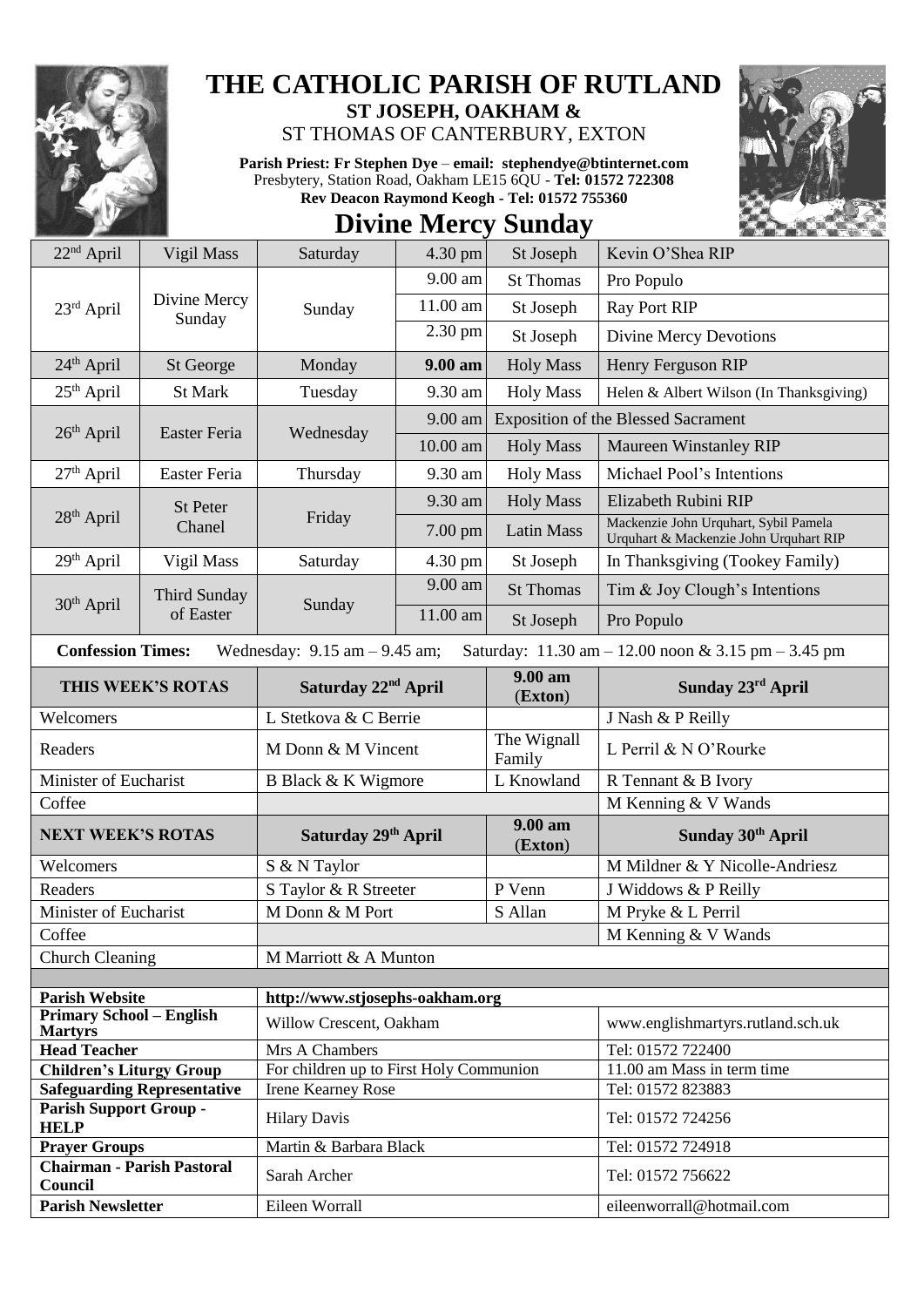# THE CATHOLIC PARISH OF RUTLAND

**ST JOSEPH, OAKHAM &**

ST THOMAS OF CANTERBURY, EXTON

**Parish Priest: Fr Stephen Dye** – **email: stephendye@btinternet.com**
Presbytery, Station Road, Oakham LE15 6QU - **Tel: 01572 722308**
**Rev Deacon Raymond Keogh - Tel: 01572 755360**

## Divine Mercy Sunday

| | | | | | |
|---|---|---|---|---|---|
| 22nd April | Vigil Mass | Saturday | 4.30 pm | St Joseph | Kevin O'Shea RIP |
| 23rd April | Divine Mercy Sunday | Sunday | 9.00 am | St Thomas | Pro Populo |
| | | | 11.00 am | St Joseph | Ray Port RIP |
| | | | 2.30 pm | St Joseph | Divine Mercy Devotions |
| 24th April | St George | Monday | **9.00 am** | Holy Mass | Henry Ferguson RIP |
| 25th April | St Mark | Tuesday | 9.30 am | Holy Mass | Helen & Albert Wilson (In Thanksgiving) |
| 26th April | Easter Feria | Wednesday | 9.00 am | Exposition of the Blessed Sacrament | |
| | | | 10.00 am | Holy Mass | Maureen Winstanley RIP |
| 27th April | Easter Feria | Thursday | 9.30 am | Holy Mass | Michael Pool's Intentions |
| 28th April | St Peter Chanel | Friday | 9.30 am | Holy Mass | Elizabeth Rubini RIP |
| | | | 7.00 pm | Latin Mass | Mackenzie John Urquhart, Sybil Pamela Urquhart & Mackenzie John Urquhart RIP |
| 29th April | Vigil Mass | Saturday | 4.30 pm | St Joseph | In Thanksgiving (Tookey Family) |
| 30th April | Third Sunday of Easter | Sunday | 9.00 am | St Thomas | Tim & Joy Clough's Intentions |
| | | | 11.00 am | St Joseph | Pro Populo |

**Confession Times:** Wednesday: 9.15 am – 9.45 am; Saturday: 11.30 am – 12.00 noon & 3.15 pm – 3.45 pm

| **THIS WEEK'S ROTAS** | **Saturday 22nd April** | **9.00 am (Exton)** | **Sunday 23rd April** |
|---|---|---|---|
| Welcomers | L Stetkova & C Berrie | | J Nash & P Reilly |
| Readers | M Donn & M Vincent | The Wignall Family | L Perril & N O'Rourke |
| Minister of Eucharist | B Black & K Wigmore | L Knowland | R Tennant & B Ivory |
| Coffee | | | M Kenning & V Wands |
| **NEXT WEEK'S ROTAS** | **Saturday 29th April** | **9.00 am (Exton)** | **Sunday 30th April** |
| Welcomers | S & N Taylor | | M Mildner & Y Nicolle-Andriesz |
| Readers | S Taylor & R Streeter | P Venn | J Widdows & P Reilly |
| Minister of Eucharist | M Donn & M Port | S Allan | M Pryke & L Perril |
| Coffee | | | M Kenning & V Wands |
| Church Cleaning | M Marriott & A Munton | | |

| | | |
|---|---|---|
| **Parish Website** | http://www.stjosephs-oakham.org | |
| **Primary School – English Martyrs** | Willow Crescent, Oakham | www.englishmartyrs.rutland.sch.uk |
| **Head Teacher** | Mrs A Chambers | Tel: 01572 722400 |
| **Children's Liturgy Group** | For children up to First Holy Communion | 11.00 am Mass in term time |
| **Safeguarding Representative** | Irene Kearney Rose | Tel: 01572 823883 |
| **Parish Support Group - HELP** | Hilary Davis | Tel: 01572 724256 |
| **Prayer Groups** | Martin & Barbara Black | Tel: 01572 724918 |
| **Chairman - Parish Pastoral Council** | Sarah Archer | Tel: 01572 756622 |
| **Parish Newsletter** | Eileen Worrall | eileenworrall@hotmail.com |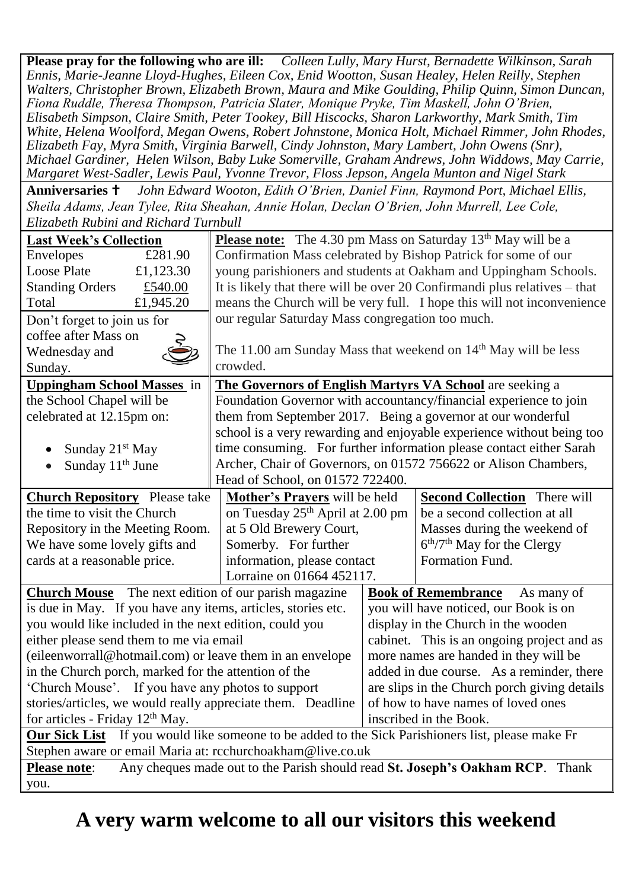**Please pray for the following who are ill:** *Colleen Lully, Mary Hurst, Bernadette Wilkinson, Sarah Ennis, Marie-Jeanne Lloyd-Hughes, Eileen Cox, Enid Wootton, Susan Healey, Helen Reilly, Stephen Walters, Christopher Brown, Elizabeth Brown, Maura and Mike Goulding, Philip Quinn, Simon Duncan, Fiona Ruddle, Theresa Thompson, Patricia Slater, Monique Pryke, Tim Maskell, John O'Brien, Elisabeth Simpson, Claire Smith, Peter Tookey, Bill Hiscocks, Sharon Larkworthy, Mark Smith, Tim White, Helena Woolford, Megan Owens, Robert Johnstone, Monica Holt, Michael Rimmer, John Rhodes, Elizabeth Fay, Myra Smith, Virginia Barwell, Cindy Johnston, Mary Lambert, John Owens (Snr), Michael Gardiner, Helen Wilson, Baby Luke Somerville, Graham Andrews, John Widdows, May Carrie, Margaret West-Sadler, Lewis Paul, Yvonne Trevor, Floss Jepson, Angela Munton and Nigel Stark*

**Anniversaries ✝** *John Edward Wooton, Edith O'Brien, Daniel Finn, Raymond Port, Michael Ellis, Sheila Adams, Jean Tylee, Rita Sheahan, Annie Holan, Declan O'Brien, John Murrell, Lee Cole, Elizabeth Rubini and Richard Turnbull*

**Last Week's Collection**

| | |
|---|---|
| Envelopes | £281.90 |
| Loose Plate | £1,123.30 |
| Standing Orders | £540.00 |
| Total | £1,945.20 |

Don't forget to join us for coffee after Mass on Wednesday and Sunday.

**Please note:** The 4.30 pm Mass on Saturday 13th May will be a Confirmation Mass celebrated by Bishop Patrick for some of our young parishioners and students at Oakham and Uppingham Schools. It is likely that there will be over 20 Confirmandi plus relatives – that means the Church will be very full. I hope this will not inconvenience our regular Saturday Mass congregation too much.

The 11.00 am Sunday Mass that weekend on 14th May will be less crowded.

**Uppingham School Masses** in the School Chapel will be celebrated at 12.15pm on:

- Sunday 21st May
- Sunday 11th June

**The Governors of English Martyrs VA School** are seeking a Foundation Governor with accountancy/financial experience to join them from September 2017. Being a governor at our wonderful school is a very rewarding and enjoyable experience without being too time consuming. For further information please contact either Sarah Archer, Chair of Governors, on 01572 756622 or Alison Chambers, Head of School, on 01572 722400.

**Church Repository** Please take the time to visit the Church Repository in the Meeting Room. We have some lovely gifts and cards at a reasonable price.

**Mother's Prayers** will be held on Tuesday 25th April at 2.00 pm at 5 Old Brewery Court, Somerby. For further information, please contact Lorraine on 01664 452117.

**Second Collection** There will be a second collection at all Masses during the weekend of 6th/7th May for the Clergy Formation Fund.

**Church Mouse** The next edition of our parish magazine is due in May. If you have any items, articles, stories etc. you would like included in the next edition, could you either please send them to me via email (eileenworrall@hotmail.com) or leave them in an envelope in the Church porch, marked for the attention of the 'Church Mouse'. If you have any photos to support stories/articles, we would really appreciate them. Deadline for articles - Friday 12th May.

**Book of Remembrance** As many of you will have noticed, our Book is on display in the Church in the wooden cabinet. This is an ongoing project and as more names are handed in they will be added in due course. As a reminder, there are slips in the Church porch giving details of how to have names of loved ones inscribed in the Book.

**Our Sick List** If you would like someone to be added to the Sick Parishioners list, please make Fr Stephen aware or email Maria at: rcchurchoakham@live.co.uk

**Please note**: Any cheques made out to the Parish should read **St. Joseph's Oakham RCP**. Thank you.

# A very warm welcome to all our visitors this weekend